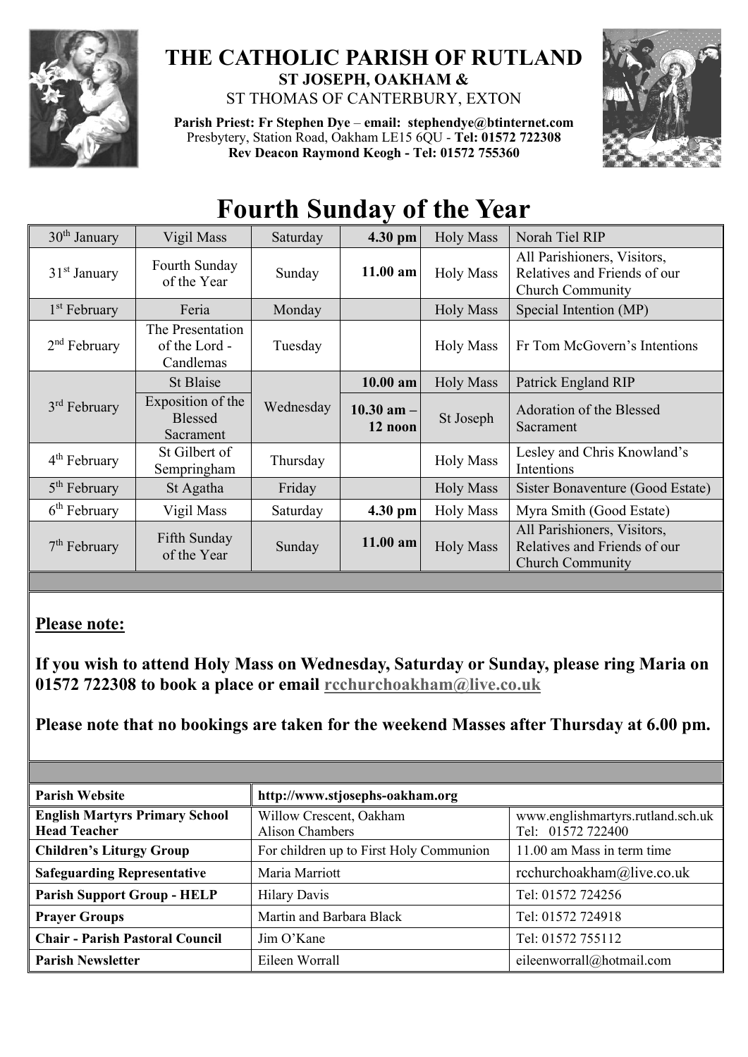# THE CATHOLIC PARISH OF RUTLAND

**ST JOSEPH, OAKHAM &**

ST THOMAS OF CANTERBURY, EXTON

**Parish Priest: Fr Stephen Dye** – **email: stephendye@btinternet.com**
Presbytery, Station Road, Oakham LE15 6QU - **Tel: 01572 722308**
**Rev Deacon Raymond Keogh - Tel: 01572 755360**

# Fourth Sunday of the Year

| | | | | | |
|---|---|---|---|---|---|
| 30th January | Vigil Mass | Saturday | **4.30 pm** | Holy Mass | Norah Tiel RIP |
| 31st January | Fourth Sunday of the Year | Sunday | **11.00 am** | Holy Mass | All Parishioners, Visitors, Relatives and Friends of our Church Community |
| 1st February | Feria | Monday | | Holy Mass | Special Intention (MP) |
| 2nd February | The Presentation of the Lord - Candlemas | Tuesday | | Holy Mass | Fr Tom McGovern's Intentions |
| 3rd February | St Blaise | Wednesday | **10.00 am** | Holy Mass | Patrick England RIP |
| | Exposition of the Blessed Sacrament | | **10.30 am – 12 noon** | St Joseph | Adoration of the Blessed Sacrament |
| 4th February | St Gilbert of Sempringham | Thursday | | Holy Mass | Lesley and Chris Knowland's Intentions |
| 5th February | St Agatha | Friday | | Holy Mass | Sister Bonaventure (Good Estate) |
| 6th February | Vigil Mass | Saturday | **4.30 pm** | Holy Mass | Myra Smith (Good Estate) |
| 7th February | Fifth Sunday of the Year | Sunday | **11.00 am** | Holy Mass | All Parishioners, Visitors, Relatives and Friends of our Church Community |

**Please note:**

**If you wish to attend Holy Mass on Wednesday, Saturday or Sunday, please ring Maria on 01572 722308 to book a place or email rcchurchoakham@live.co.uk**

**Please note that no bookings are taken for the weekend Masses after Thursday at 6.00 pm.**

| | | |
|---|---|---|
| **Parish Website** | **http://www.stjosephs-oakham.org** | |
| **English Martyrs Primary School Head Teacher** | Willow Crescent, Oakham Alison Chambers | www.englishmartyrs.rutland.sch.uk Tel: 01572 722400 |
| **Children's Liturgy Group** | For children up to First Holy Communion | 11.00 am Mass in term time |
| **Safeguarding Representative** | Maria Marriott | rcchurchoakham@live.co.uk |
| **Parish Support Group - HELP** | Hilary Davis | Tel: 01572 724256 |
| **Prayer Groups** | Martin and Barbara Black | Tel: 01572 724918 |
| **Chair - Parish Pastoral Council** | Jim O'Kane | Tel: 01572 755112 |
| **Parish Newsletter** | Eileen Worrall | eileenworrall@hotmail.com |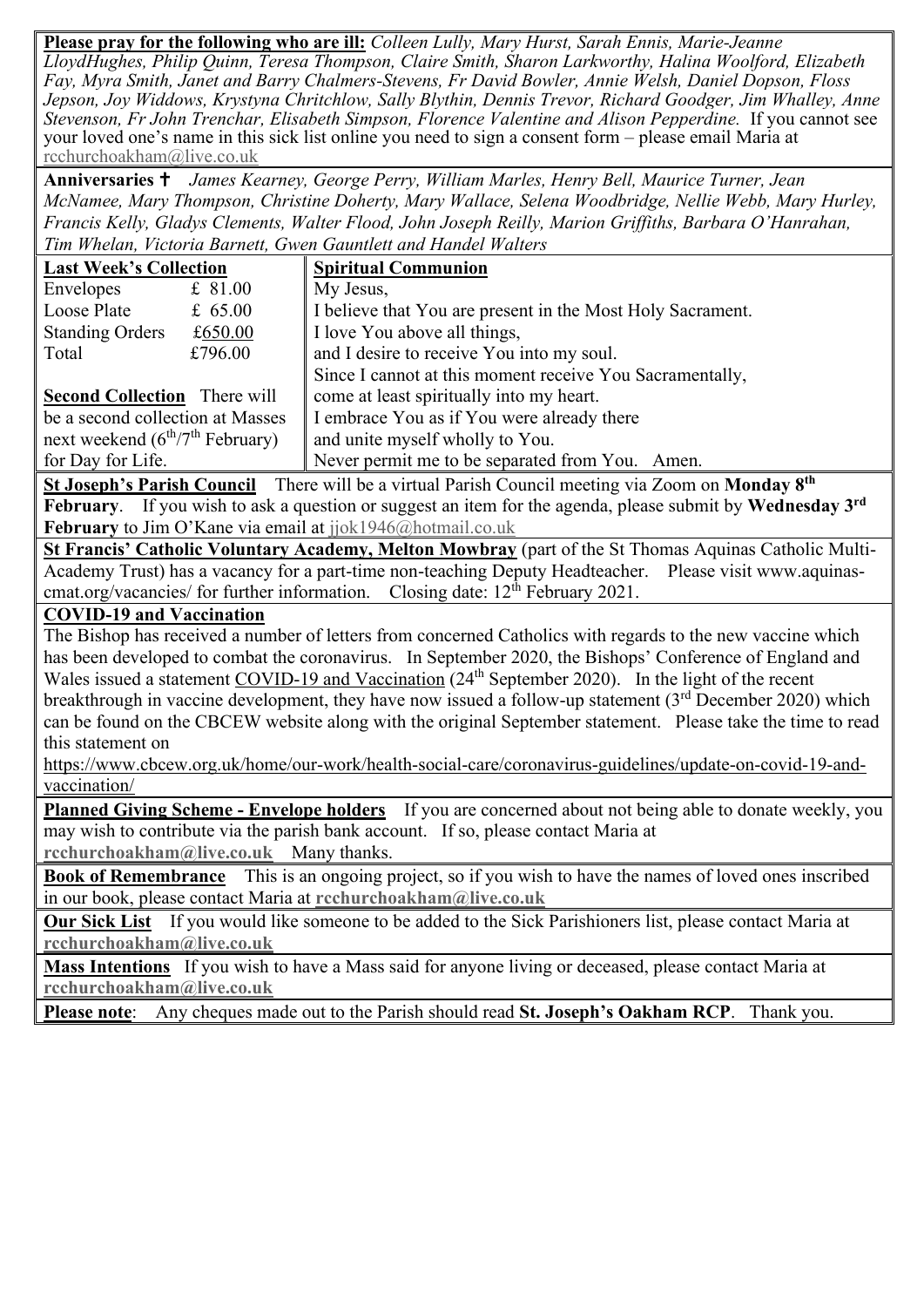**Please pray for the following who are ill:** *Colleen Lully, Mary Hurst, Sarah Ennis, Marie-Jeanne LloydHughes, Philip Quinn, Teresa Thompson, Claire Smith, Sharon Larkworthy, Halina Woolford, Elizabeth Fay, Myra Smith, Janet and Barry Chalmers-Stevens, Fr David Bowler, Annie Welsh, Daniel Dopson, Floss Jepson, Joy Widdows, Krystyna Chritchlow, Sally Blythin, Dennis Trevor, Richard Goodger, Jim Whalley, Anne Stevenson, Fr John Trenchar, Elisabeth Simpson, Florence Valentine and Alison Pepperdine.* If you cannot see your loved one's name in this sick list online you need to sign a consent form – please email Maria at rcchurchoakham@live.co.uk

**Anniversaries ✝** *James Kearney, George Perry, William Marles, Henry Bell, Maurice Turner, Jean McNamee, Mary Thompson, Christine Doherty, Mary Wallace, Selena Woodbridge, Nellie Webb, Mary Hurley, Francis Kelly, Gladys Clements, Walter Flood, John Joseph Reilly, Marion Griffiths, Barbara O'Hanrahan, Tim Whelan, Victoria Barnett, Gwen Gauntlett and Handel Walters*

**Last Week's Collection**

| | |
|---|---|
| Envelopes | £ 81.00 |
| Loose Plate | £ 65.00 |
| Standing Orders | £650.00 |
| Total | £796.00 |

**Second Collection** There will be a second collection at Masses next weekend (6th/7th February) for Day for Life.

**Spiritual Communion**

My Jesus,
I believe that You are present in the Most Holy Sacrament.
I love You above all things,
and I desire to receive You into my soul.
Since I cannot at this moment receive You Sacramentally,
come at least spiritually into my heart.
I embrace You as if You were already there
and unite myself wholly to You.
Never permit me to be separated from You. Amen.

**St Joseph's Parish Council** There will be a virtual Parish Council meeting via Zoom on **Monday 8th February**. If you wish to ask a question or suggest an item for the agenda, please submit by **Wednesday 3rd February** to Jim O'Kane via email at jjok1946@hotmail.co.uk

**St Francis' Catholic Voluntary Academy, Melton Mowbray** (part of the St Thomas Aquinas Catholic Multi-Academy Trust) has a vacancy for a part-time non-teaching Deputy Headteacher. Please visit www.aquinas-cmat.org/vacancies/ for further information. Closing date: 12th February 2021.

**COVID-19 and Vaccination**

The Bishop has received a number of letters from concerned Catholics with regards to the new vaccine which has been developed to combat the coronavirus. In September 2020, the Bishops' Conference of England and Wales issued a statement COVID-19 and Vaccination (24th September 2020). In the light of the recent breakthrough in vaccine development, they have now issued a follow-up statement (3rd December 2020) which can be found on the CBCEW website along with the original September statement. Please take the time to read this statement on https://www.cbcew.org.uk/home/our-work/health-social-care/coronavirus-guidelines/update-on-covid-19-and-vaccination/

**Planned Giving Scheme - Envelope holders** If you are concerned about not being able to donate weekly, you may wish to contribute via the parish bank account. If so, please contact Maria at **rcchurchoakham@live.co.uk** Many thanks.

**Book of Remembrance** This is an ongoing project, so if you wish to have the names of loved ones inscribed in our book, please contact Maria at **rcchurchoakham@live.co.uk**

**Our Sick List** If you would like someone to be added to the Sick Parishioners list, please contact Maria at **rcchurchoakham@live.co.uk**

**Mass Intentions** If you wish to have a Mass said for anyone living or deceased, please contact Maria at **rcchurchoakham@live.co.uk**

**Please note**: Any cheques made out to the Parish should read **St. Joseph's Oakham RCP**. Thank you.